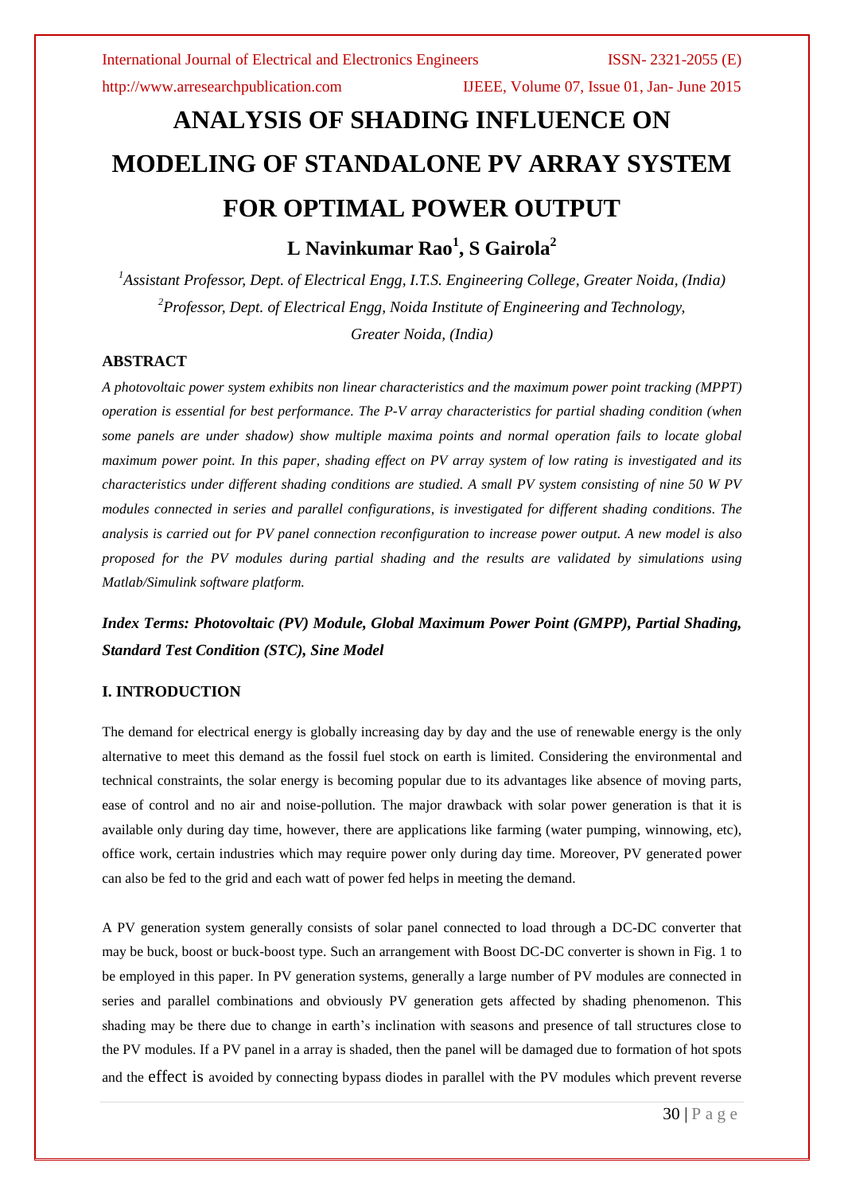# ANALYSIS OF SHADING INFLUENCE ON MODELING OF STANDALONE PV ARRAY SYSTEM FOR OPTIMAL POWER OUTPUT

## L Navinkumar Rao[1], S Gairola[2]

*[1]Assistant Professor, Dept. of Electrical Engg, I.T.S. Engineering College, Greater Noida, (India)*
*[2]Professor, Dept. of Electrical Engg, Noida Institute of Engineering and Technology, Greater Noida, (India)*

### ABSTRACT

*A photovoltaic power system exhibits non linear characteristics and the maximum power point tracking (MPPT) operation is essential for best performance. The P-V array characteristics for partial shading condition (when some panels are under shadow) show multiple maxima points and normal operation fails to locate global maximum power point. In this paper, shading effect on PV array system of low rating is investigated and its characteristics under different shading conditions are studied. A small PV system consisting of nine 50 W PV modules connected in series and parallel configurations, is investigated for different shading conditions. The analysis is carried out for PV panel connection reconfiguration to increase power output. A new model is also proposed for the PV modules during partial shading and the results are validated by simulations using Matlab/Simulink software platform.*

***Index Terms: Photovoltaic (PV) Module, Global Maximum Power Point (GMPP), Partial Shading, Standard Test Condition (STC), Sine Model***

### I. INTRODUCTION

The demand for electrical energy is globally increasing day by day and the use of renewable energy is the only alternative to meet this demand as the fossil fuel stock on earth is limited. Considering the environmental and technical constraints, the solar energy is becoming popular due to its advantages like absence of moving parts, ease of control and no air and noise-pollution. The major drawback with solar power generation is that it is available only during day time, however, there are applications like farming (water pumping, winnowing, etc), office work, certain industries which may require power only during day time. Moreover, PV generated power can also be fed to the grid and each watt of power fed helps in meeting the demand.

A PV generation system generally consists of solar panel connected to load through a DC-DC converter that may be buck, boost or buck-boost type. Such an arrangement with Boost DC-DC converter is shown in Fig. 1 to be employed in this paper. In PV generation systems, generally a large number of PV modules are connected in series and parallel combinations and obviously PV generation gets affected by shading phenomenon. This shading may be there due to change in earth's inclination with seasons and presence of tall structures close to the PV modules. If a PV panel in a array is shaded, then the panel will be damaged due to formation of hot spots and the effect is avoided by connecting bypass diodes in parallel with the PV modules which prevent reverse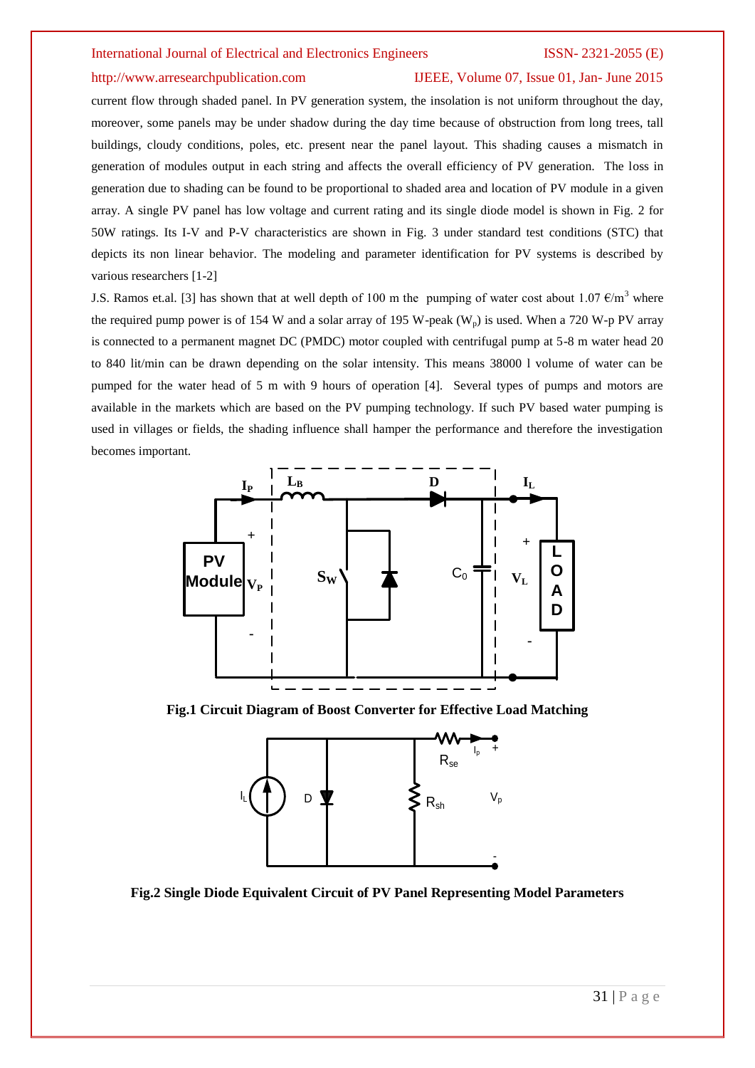current flow through shaded panel. In PV generation system, the insolation is not uniform throughout the day, moreover, some panels may be under shadow during the day time because of obstruction from long trees, tall buildings, cloudy conditions, poles, etc. present near the panel layout. This shading causes a mismatch in generation of modules output in each string and affects the overall efficiency of PV generation. The loss in generation due to shading can be found to be proportional to shaded area and location of PV module in a given array. A single PV panel has low voltage and current rating and its single diode model is shown in Fig. 2 for 50W ratings. Its I-V and P-V characteristics are shown in Fig. 3 under standard test conditions (STC) that depicts its non linear behavior. The modeling and parameter identification for PV systems is described by various researchers [1-2]

J.S. Ramos et.al. [3] has shown that at well depth of 100 m the pumping of water cost about 1.07 €/$m^3$ where the required pump power is of 154 W and a solar array of 195 W-peak ($W_p$) is used. When a 720 W-p PV array is connected to a permanent magnet DC (PMDC) motor coupled with centrifugal pump at 5-8 m water head 20 to 840 lit/min can be drawn depending on the solar intensity. This means 38000 l volume of water can be pumped for the water head of 5 m with 9 hours of operation [4]. Several types of pumps and motors are available in the markets which are based on the PV pumping technology. If such PV based water pumping is used in villages or fields, the shading influence shall hamper the performance and therefore the investigation becomes important.

**Fig.1 Circuit Diagram of Boost Converter for Effective Load Matching**

**Fig.2 Single Diode Equivalent Circuit of PV Panel Representing Model Parameters**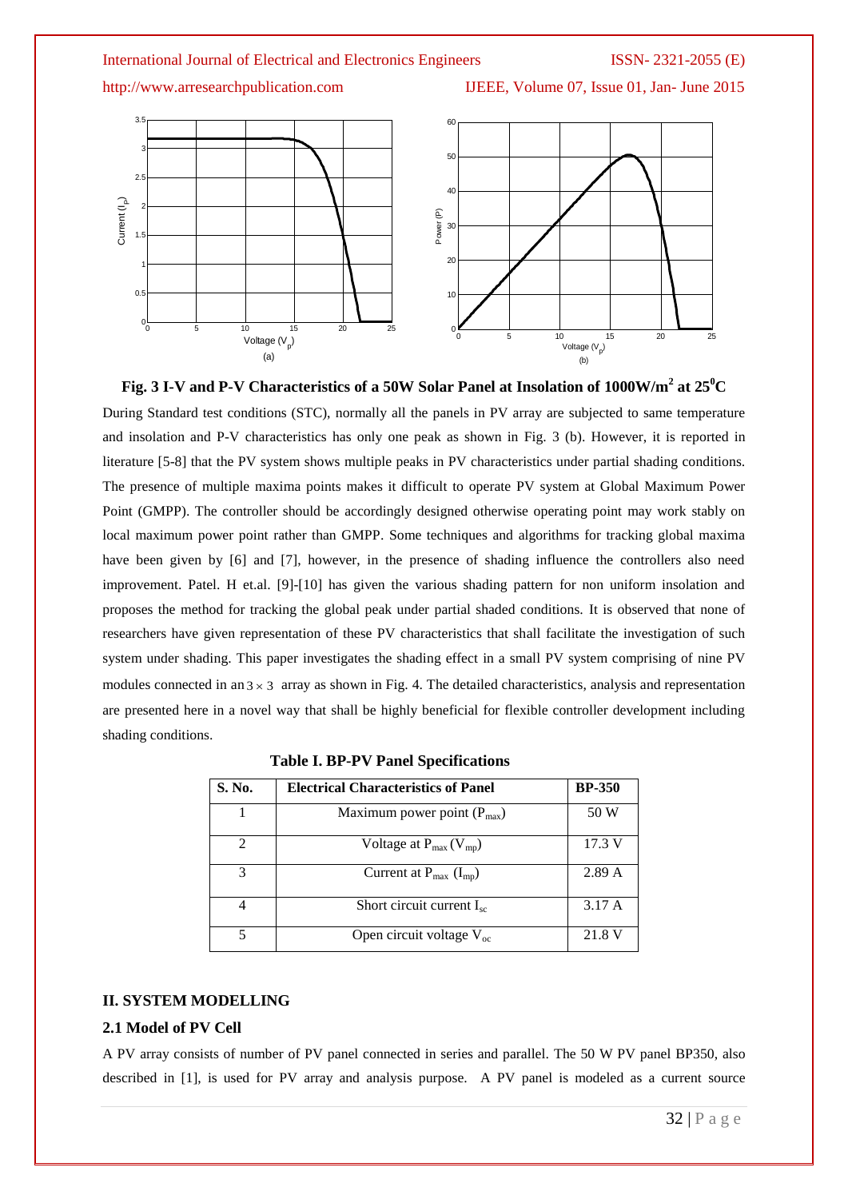**Fig. 3 I-V and P-V Characteristics of a 50W Solar Panel at Insolation of 1000W/m$^2$ at 25$^0$C**

During Standard test conditions (STC), normally all the panels in PV array are subjected to same temperature and insolation and P-V characteristics has only one peak as shown in Fig. 3 (b). However, it is reported in literature [5-8] that the PV system shows multiple peaks in PV characteristics under partial shading conditions. The presence of multiple maxima points makes it difficult to operate PV system at Global Maximum Power Point (GMPP). The controller should be accordingly designed otherwise operating point may work stably on local maximum power point rather than GMPP. Some techniques and algorithms for tracking global maxima have been given by [6] and [7], however, in the presence of shading influence the controllers also need improvement. Patel. H et.al. [9]-[10] has given the various shading pattern for non uniform insolation and proposes the method for tracking the global peak under partial shaded conditions. It is observed that none of researchers have given representation of these PV characteristics that shall facilitate the investigation of such system under shading. This paper investigates the shading effect in a small PV system comprising of nine PV modules connected in an $3 \times 3$ array as shown in Fig. 4. The detailed characteristics, analysis and representation are presented here in a novel way that shall be highly beneficial for flexible controller development including shading conditions.

**Table I. BP-PV Panel Specifications**

| S. No. | Electrical Characteristics of Panel | BP-350 |
|---|---|---|
| 1 | Maximum power point ($P_{max}$) | 50 W |
| 2 | Voltage at $P_{max}$ ($V_{mp}$) | 17.3 V |
| 3 | Current at $P_{max}$ ($I_{mp}$) | 2.89 A |
| 4 | Short circuit current $I_{sc}$ | 3.17 A |
| 5 | Open circuit voltage $V_{oc}$ | 21.8 V |

## II. SYSTEM MODELLING

### 2.1 Model of PV Cell

A PV array consists of number of PV panel connected in series and parallel. The 50 W PV panel BP350, also described in [1], is used for PV array and analysis purpose. A PV panel is modeled as a current source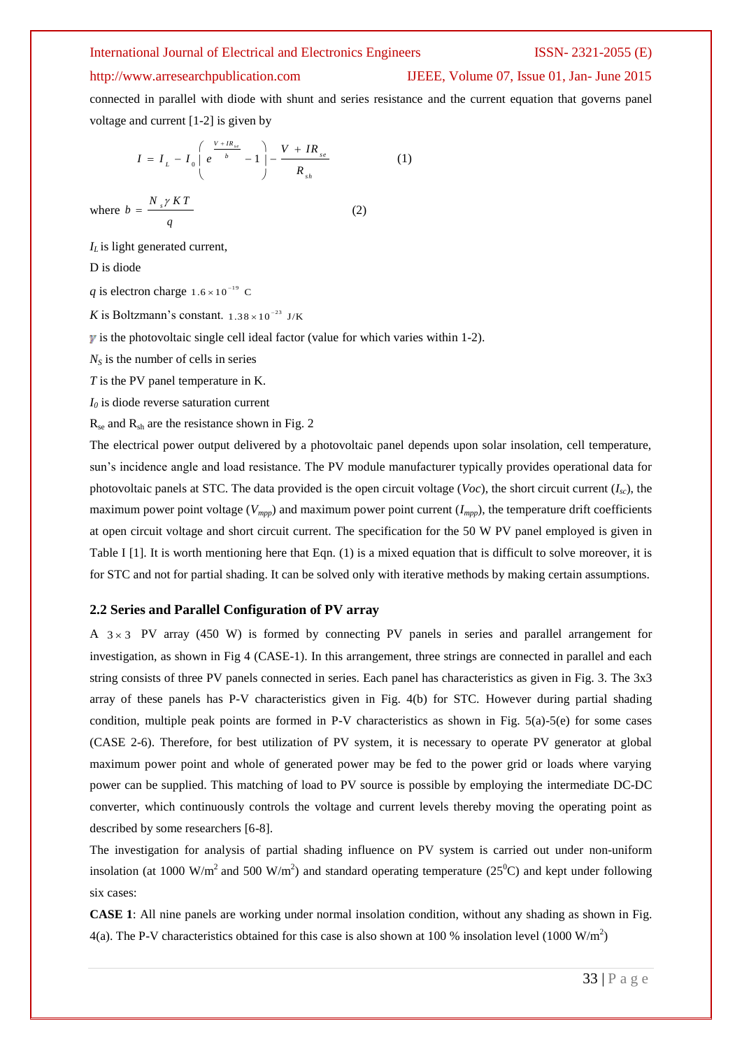connected in parallel with diode with shunt and series resistance and the current equation that governs panel voltage and current [1-2] is given by

$$I = I_L - I_0 \left( e^{\frac{V + IR_{se}}{b}} - 1 \right) - \frac{V + IR_{se}}{R_{sh}} \tag{1}$$

where $b = \dfrac{N_s \gamma K T}{q}$ (2)

$I_L$ is light generated current,

D is diode

$q$ is electron charge $1.6 \times 10^{-19}$ C

$K$ is Boltzmann's constant. $1.38 \times 10^{-23}$ J/K

$\gamma$ is the photovoltaic single cell ideal factor (value for which varies within 1-2).

$N_S$ is the number of cells in series

$T$ is the PV panel temperature in K.

$I_0$ is diode reverse saturation current

$R_{se}$ and $R_{sh}$ are the resistance shown in Fig. 2

The electrical power output delivered by a photovoltaic panel depends upon solar insolation, cell temperature, sun's incidence angle and load resistance. The PV module manufacturer typically provides operational data for photovoltaic panels at STC. The data provided is the open circuit voltage ($Voc$), the short circuit current ($I_{sc}$), the maximum power point voltage ($V_{mpp}$) and maximum power point current ($I_{mpp}$), the temperature drift coefficients at open circuit voltage and short circuit current. The specification for the 50 W PV panel employed is given in Table I [1]. It is worth mentioning here that Eqn. (1) is a mixed equation that is difficult to solve moreover, it is for STC and not for partial shading. It can be solved only with iterative methods by making certain assumptions.

### 2.2 Series and Parallel Configuration of PV array

A $3 \times 3$ PV array (450 W) is formed by connecting PV panels in series and parallel arrangement for investigation, as shown in Fig 4 (CASE-1). In this arrangement, three strings are connected in parallel and each string consists of three PV panels connected in series. Each panel has characteristics as given in Fig. 3. The 3x3 array of these panels has P-V characteristics given in Fig. 4(b) for STC. However during partial shading condition, multiple peak points are formed in P-V characteristics as shown in Fig. 5(a)-5(e) for some cases (CASE 2-6). Therefore, for best utilization of PV system, it is necessary to operate PV generator at global maximum power point and whole of generated power may be fed to the power grid or loads where varying power can be supplied. This matching of load to PV source is possible by employing the intermediate DC-DC converter, which continuously controls the voltage and current levels thereby moving the operating point as described by some researchers [6-8].

The investigation for analysis of partial shading influence on PV system is carried out under non-uniform insolation (at 1000 W/m$^2$ and 500 W/m$^2$) and standard operating temperature (25$^0$C) and kept under following six cases:

**CASE 1**: All nine panels are working under normal insolation condition, without any shading as shown in Fig. 4(a). The P-V characteristics obtained for this case is also shown at 100 % insolation level (1000 W/m$^2$)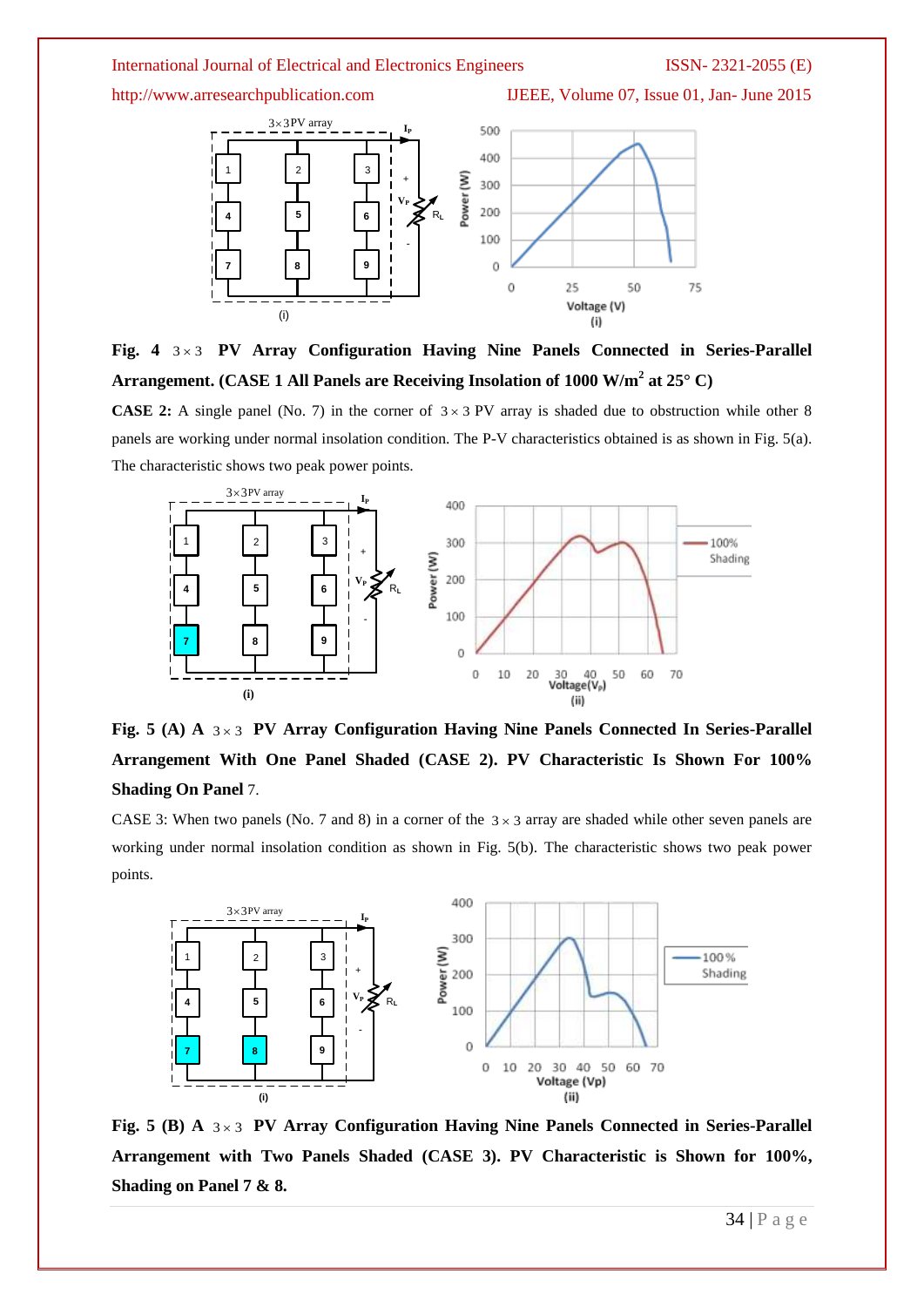**Fig. 4** $3 \times 3$ **PV Array Configuration Having Nine Panels Connected in Series-Parallel Arrangement. (CASE 1 All Panels are Receiving Insolation of 1000 W/m$^2$ at 25° C)**

**CASE 2:** A single panel (No. 7) in the corner of $3 \times 3$ PV array is shaded due to obstruction while other 8 panels are working under normal insolation condition. The P-V characteristics obtained is as shown in Fig. 5(a). The characteristic shows two peak power points.

**Fig. 5 (A) A** $3 \times 3$ **PV Array Configuration Having Nine Panels Connected In Series-Parallel Arrangement With One Panel Shaded (CASE 2). PV Characteristic Is Shown For 100% Shading On Panel** 7.

CASE 3: When two panels (No. 7 and 8) in a corner of the $3 \times 3$ array are shaded while other seven panels are working under normal insolation condition as shown in Fig. 5(b). The characteristic shows two peak power points.

**Fig. 5 (B) A** $3 \times 3$ **PV Array Configuration Having Nine Panels Connected in Series-Parallel Arrangement with Two Panels Shaded (CASE 3). PV Characteristic is Shown for 100%, Shading on Panel 7 & 8.**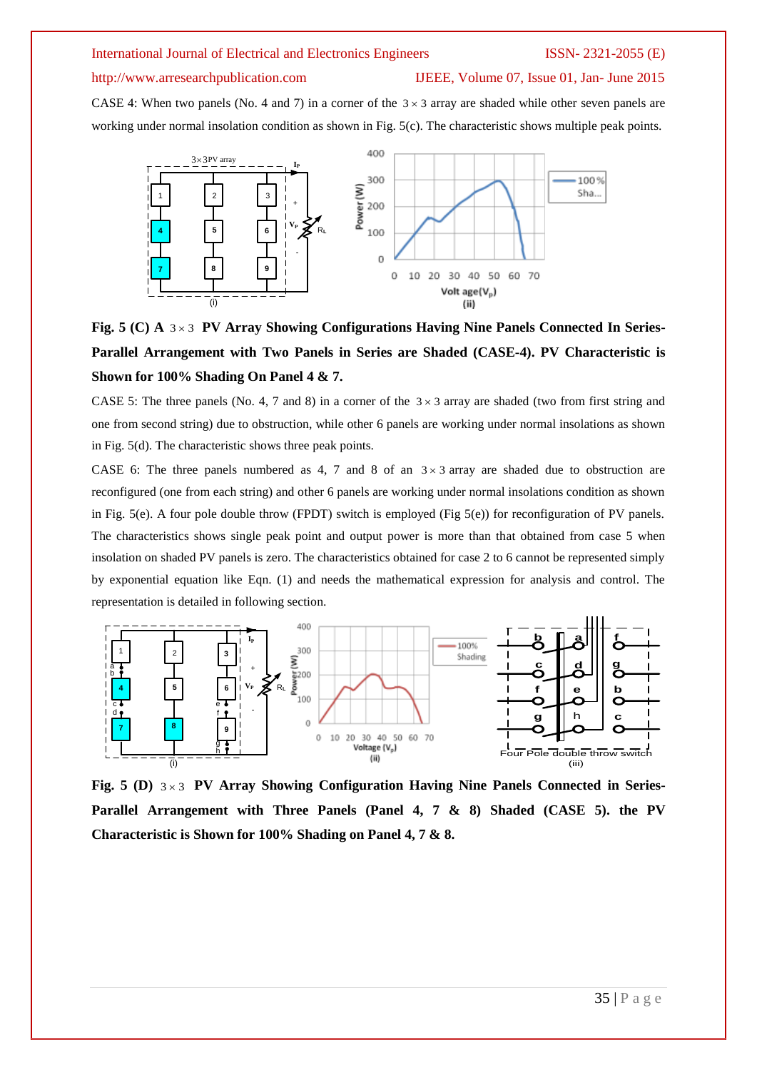CASE 4: When two panels (No. 4 and 7) in a corner of the $3 \times 3$ array are shaded while other seven panels are working under normal insolation condition as shown in Fig. 5(c). The characteristic shows multiple peak points.

**Fig. 5 (C) A $3 \times 3$ PV Array Showing Configurations Having Nine Panels Connected In Series-Parallel Arrangement with Two Panels in Series are Shaded (CASE-4). PV Characteristic is Shown for 100% Shading On Panel 4 & 7.**

CASE 5: The three panels (No. 4, 7 and 8) in a corner of the $3 \times 3$ array are shaded (two from first string and one from second string) due to obstruction, while other 6 panels are working under normal insolations as shown in Fig. 5(d). The characteristic shows three peak points.

CASE 6: The three panels numbered as 4, 7 and 8 of an $3 \times 3$ array are shaded due to obstruction are reconfigured (one from each string) and other 6 panels are working under normal insolations condition as shown in Fig. 5(e). A four pole double throw (FPDT) switch is employed (Fig 5(e)) for reconfiguration of PV panels. The characteristics shows single peak point and output power is more than that obtained from case 5 when insolation on shaded PV panels is zero. The characteristics obtained for case 2 to 6 cannot be represented simply by exponential equation like Eqn. (1) and needs the mathematical expression for analysis and control. The representation is detailed in following section.

**Fig. 5 (D) $3 \times 3$ PV Array Showing Configuration Having Nine Panels Connected in Series-Parallel Arrangement with Three Panels (Panel 4, 7 & 8) Shaded (CASE 5). the PV Characteristic is Shown for 100% Shading on Panel 4, 7 & 8.**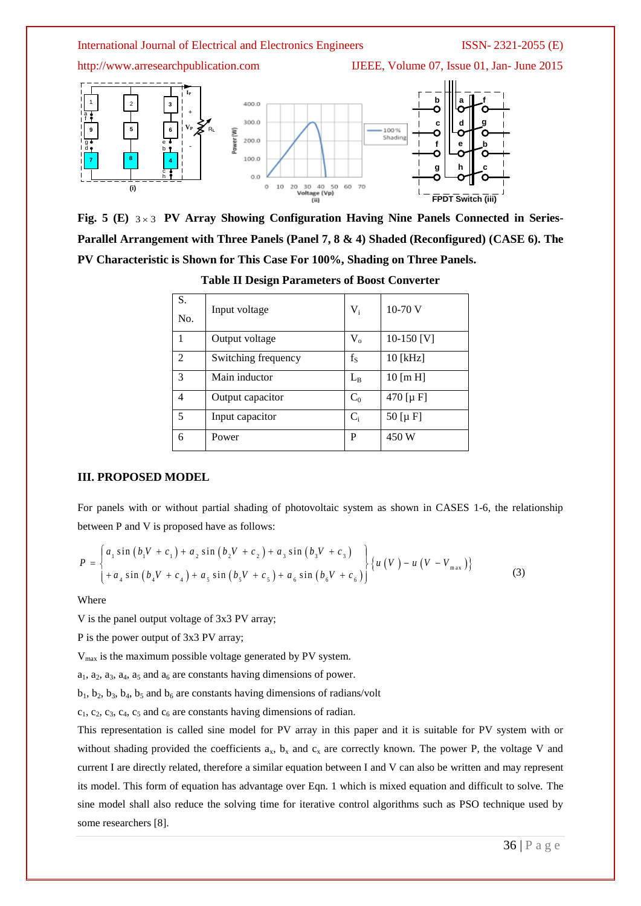**Fig. 5 (E)** $3\times3$ **PV Array Showing Configuration Having Nine Panels Connected in Series-Parallel Arrangement with Three Panels (Panel 7, 8 & 4) Shaded (Reconfigured) (CASE 6). The PV Characteristic is Shown for This Case For 100%, Shading on Three Panels.**

**Table II Design Parameters of Boost Converter**

| S. No. | Input voltage | $V_i$ | 10-70 V |
|---|---|---|---|
| 1 | Output voltage | $V_o$ | 10-150 [V] |
| 2 | Switching frequency | $f_S$ | 10 [kHz] |
| 3 | Main inductor | $L_B$ | 10 [m H] |
| 4 | Output capacitor | $C_0$ | 470 [μ F] |
| 5 | Input capacitor | $C_i$ | 50 [μ F] |
| 6 | Power | P | 450 W |

## III. PROPOSED MODEL

For panels with or without partial shading of photovoltaic system as shown in CASES 1-6, the relationship between P and V is proposed have as follows:

$$P = \begin{Bmatrix} a_1 \sin\left(b_1 V + c_1\right) + a_2 \sin\left(b_2 V + c_2\right) + a_3 \sin\left(b_3 V + c_3\right) \\ + a_4 \sin\left(b_4 V + c_4\right) + a_5 \sin\left(b_5 V + c_5\right) + a_6 \sin\left(b_6 V + c_6\right) \end{Bmatrix} \left\{ u\left(V\right) - u\left(V - V_{max}\right) \right\} \tag{3}$$

Where

V is the panel output voltage of 3x3 PV array;

P is the power output of 3x3 PV array;

$V_{max}$ is the maximum possible voltage generated by PV system.

$a_1$, $a_2$, $a_3$, $a_4$, $a_5$ and $a_6$ are constants having dimensions of power.

$b_1$, $b_2$, $b_3$, $b_4$, $b_5$ and $b_6$ are constants having dimensions of radians/volt

$c_1$, $c_2$, $c_3$, $c_4$, $c_5$ and $c_6$ are constants having dimensions of radian.

This representation is called sine model for PV array in this paper and it is suitable for PV system with or without shading provided the coefficients $a_x$, $b_x$ and $c_x$ are correctly known. The power P, the voltage V and current I are directly related, therefore a similar equation between I and V can also be written and may represent its model. This form of equation has advantage over Eqn. 1 which is mixed equation and difficult to solve. The sine model shall also reduce the solving time for iterative control algorithms such as PSO technique used by some researchers [8].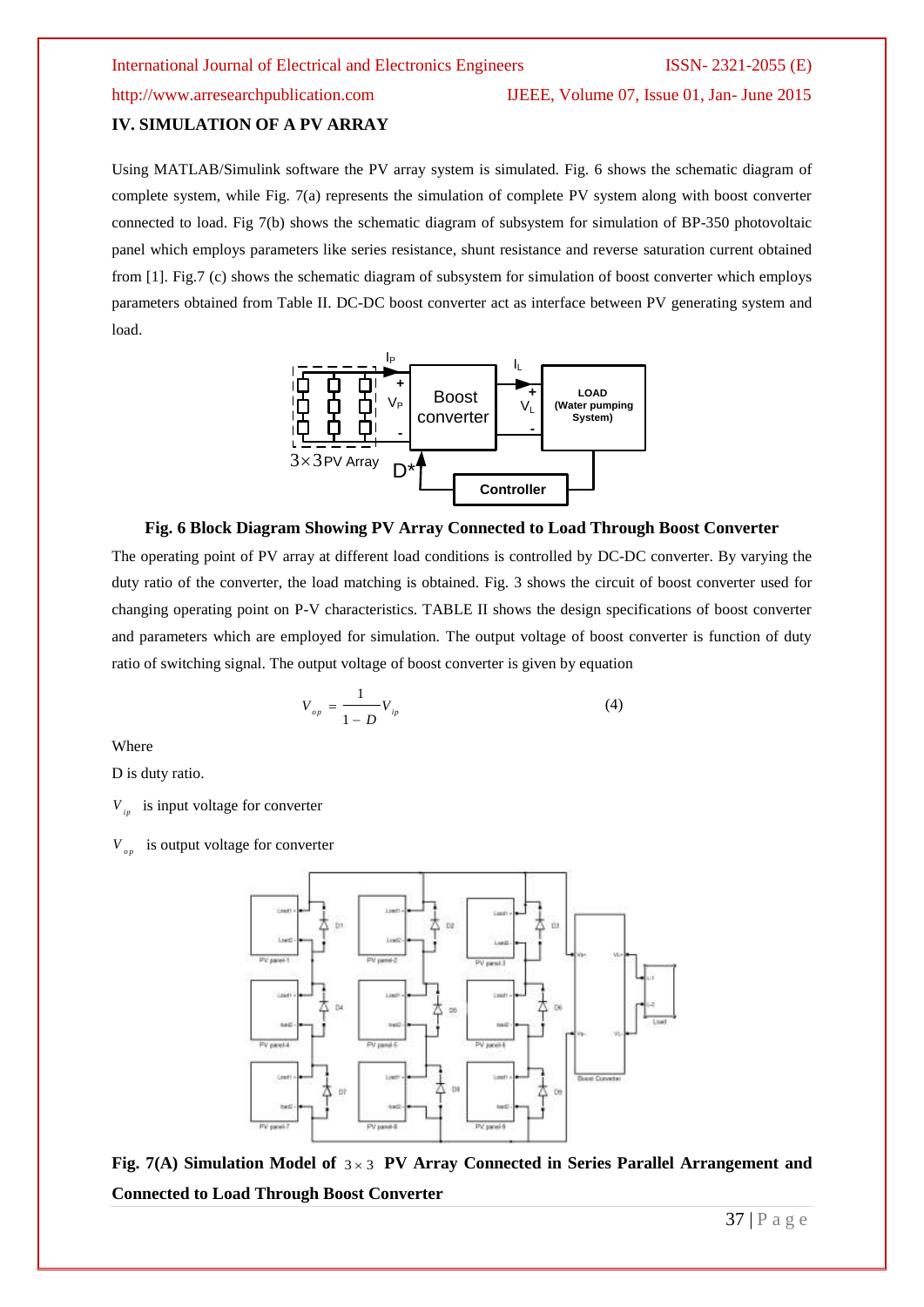## IV. SIMULATION OF A PV ARRAY

Using MATLAB/Simulink software the PV array system is simulated. Fig. 6 shows the schematic diagram of complete system, while Fig. 7(a) represents the simulation of complete PV system along with boost converter connected to load. Fig 7(b) shows the schematic diagram of subsystem for simulation of BP-350 photovoltaic panel which employs parameters like series resistance, shunt resistance and reverse saturation current obtained from [1]. Fig.7 (c) shows the schematic diagram of subsystem for simulation of boost converter which employs parameters obtained from Table II. DC-DC boost converter act as interface between PV generating system and load.

**Fig. 6 Block Diagram Showing PV Array Connected to Load Through Boost Converter**

The operating point of PV array at different load conditions is controlled by DC-DC converter. By varying the duty ratio of the converter, the load matching is obtained. Fig. 3 shows the circuit of boost converter used for changing operating point on P-V characteristics. TABLE II shows the design specifications of boost converter and parameters which are employed for simulation. The output voltage of boost converter is function of duty ratio of switching signal. The output voltage of boost converter is given by equation

$$V_{op} = \frac{1}{1-D} V_{ip} \tag{4}$$

Where

D is duty ratio.

$V_{ip}$ is input voltage for converter

$V_{op}$ is output voltage for converter

**Fig. 7(A) Simulation Model of $3 \times 3$ PV Array Connected in Series Parallel Arrangement and Connected to Load Through Boost Converter**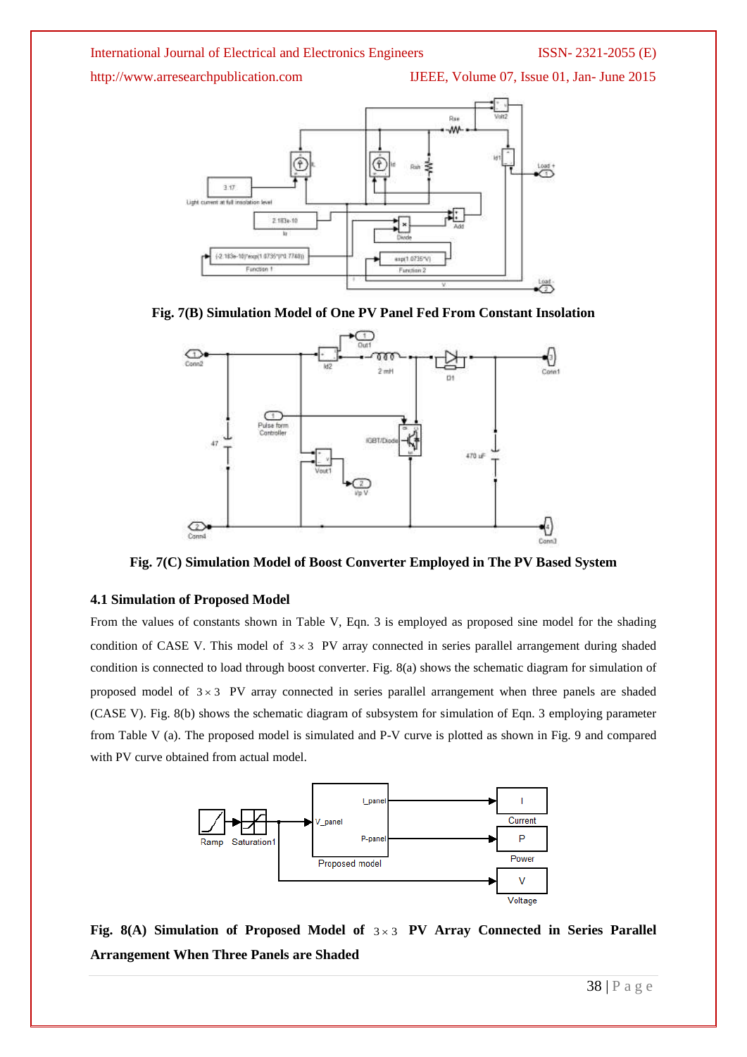**Fig. 7(B) Simulation Model of One PV Panel Fed From Constant Insolation**

**Fig. 7(C) Simulation Model of Boost Converter Employed in The PV Based System**

### 4.1 Simulation of Proposed Model

From the values of constants shown in Table V, Eqn. 3 is employed as proposed sine model for the shading condition of CASE V. This model of $3 \times 3$ PV array connected in series parallel arrangement during shaded condition is connected to load through boost converter. Fig. 8(a) shows the schematic diagram for simulation of proposed model of $3 \times 3$ PV array connected in series parallel arrangement when three panels are shaded (CASE V). Fig. 8(b) shows the schematic diagram of subsystem for simulation of Eqn. 3 employing parameter from Table V (a). The proposed model is simulated and P-V curve is plotted as shown in Fig. 9 and compared with PV curve obtained from actual model.

**Fig. 8(A) Simulation of Proposed Model of $3 \times 3$ PV Array Connected in Series Parallel Arrangement When Three Panels are Shaded**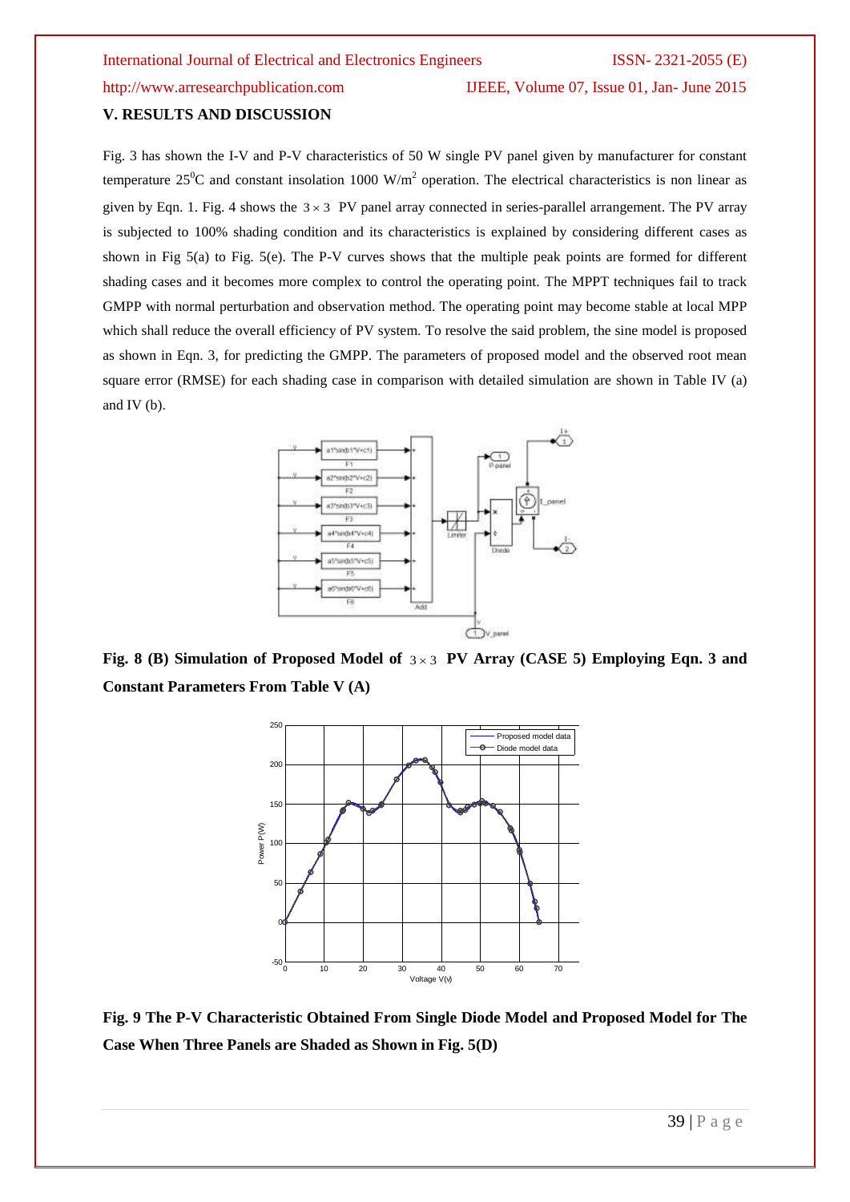## V. RESULTS AND DISCUSSION

Fig. 3 has shown the I-V and P-V characteristics of 50 W single PV panel given by manufacturer for constant temperature 25$^0$C and constant insolation 1000 W/m$^2$ operation. The electrical characteristics is non linear as given by Eqn. 1. Fig. 4 shows the $3 \times 3$ PV panel array connected in series-parallel arrangement. The PV array is subjected to 100% shading condition and its characteristics is explained by considering different cases as shown in Fig 5(a) to Fig. 5(e). The P-V curves shows that the multiple peak points are formed for different shading cases and it becomes more complex to control the operating point. The MPPT techniques fail to track GMPP with normal perturbation and observation method. The operating point may become stable at local MPP which shall reduce the overall efficiency of PV system. To resolve the said problem, the sine model is proposed as shown in Eqn. 3, for predicting the GMPP. The parameters of proposed model and the observed root mean square error (RMSE) for each shading case in comparison with detailed simulation are shown in Table IV (a) and IV (b).

**Fig. 8 (B) Simulation of Proposed Model of $3 \times 3$ PV Array (CASE 5) Employing Eqn. 3 and Constant Parameters From Table V (A)**

**Fig. 9 The P-V Characteristic Obtained From Single Diode Model and Proposed Model for The Case When Three Panels are Shaded as Shown in Fig. 5(D)**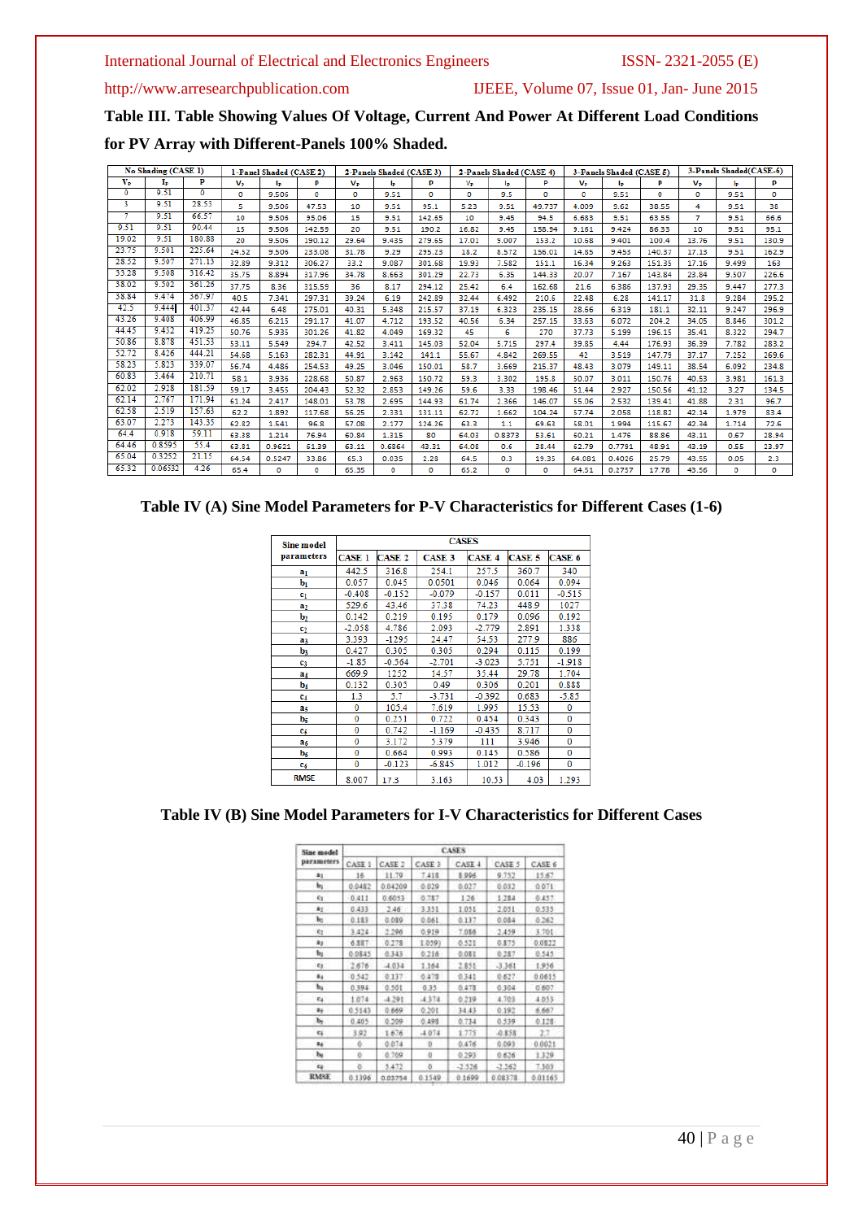**Table III. Table Showing Values Of Voltage, Current And Power At Different Load Conditions for PV Array with Different-Panels 100% Shaded.**

| No Shading (CASE 1) | | | 1-Panel Shaded (CASE 2) | | | 2-Panels Shaded (CASE 3) | | | 2-Panels Shaded (CASE 4) | | | 3-Panels Shaded (CASE 5) | | | 3-Panels Shaded(CASE-6) | | |
|---|---|---|---|---|---|---|---|---|---|---|---|---|---|---|---|---|---|
| $V_p$ | $I_p$ | P | $V_p$ | $I_p$ | P | $V_p$ | $I_p$ | P | $V_p$ | $I_p$ | P | $V_p$ | $I_p$ | P | $V_p$ | $I_p$ | P |
| 0 | 9.51 | 0 | 0 | 9.506 | 0 | 0 | 9.51 | 0 | 0 | 9.5 | 0 | 0 | 9.51 | 0 | 0 | 9.51 | 0 |
| 3 | 9.51 | 28.53 | 5 | 9.506 | 47.53 | 10 | 9.51 | 95.1 | 5.23 | 9.51 | 49.737 | 4.009 | 9.62 | 38.55 | 4 | 9.51 | 38 |
| 7 | 9.51 | 66.57 | 10 | 9.506 | 95.06 | 15 | 9.51 | 142.65 | 10 | 9.45 | 94.5 | 6.683 | 9.51 | 63.55 | 7 | 9.51 | 66.6 |
| 9.51 | 9.51 | 90.44 | 15 | 9.506 | 142.59 | 20 | 9.51 | 190.2 | 16.82 | 9.45 | 158.94 | 9.161 | 9.424 | 86.33 | 10 | 9.51 | 95.1 |
| 19.02 | 9.51 | 180.88 | 20 | 9.506 | 190.12 | 29.64 | 9.435 | 279.65 | 17.01 | 9.007 | 153.2 | 10.68 | 9.401 | 100.4 | 13.76 | 9.51 | 130.9 |
| 23.75 | 9.501 | 225.64 | 24.52 | 9.506 | 233.08 | 31.78 | 9.29 | 295.23 | 18.2 | 8.572 | 156.01 | 14.85 | 9.453 | 140.37 | 17.13 | 9.51 | 162.9 |
| 28.52 | 9.507 | 271.13 | 32.89 | 9.312 | 306.27 | 33.2 | 9.087 | 301.68 | 19.93 | 7.582 | 151.1 | 16.34 | 9.263 | 151.35 | 17.16 | 9.499 | 163 |
| 33.28 | 9.508 | 316.42 | 35.75 | 8.894 | 317.96 | 34.78 | 8.663 | 301.29 | 22.73 | 6.35 | 144.33 | 20.07 | 7.167 | 143.84 | 23.84 | 9.507 | 226.6 |
| 38.02 | 9.502 | 361.26 | 37.75 | 8.36 | 315.59 | 36 | 8.17 | 294.12 | 25.42 | 6.4 | 162.68 | 21.6 | 6.386 | 137.93 | 29.35 | 9.447 | 277.3 |
| 38.84 | 9.474 | 367.97 | 40.5 | 7.341 | 297.31 | 39.24 | 6.19 | 242.89 | 32.44 | 6.492 | 210.6 | 22.48 | 6.28 | 141.17 | 31.8 | 9.284 | 295.2 |
| 42.5 | 9.444 | 401.37 | 42.44 | 6.48 | 275.01 | 40.31 | 5.348 | 215.57 | 37.19 | 6.323 | 235.15 | 28.66 | 6.319 | 181.1 | 32.11 | 9.247 | 296.9 |
| 43.26 | 9.408 | 406.99 | 46.85 | 6.215 | 291.17 | 41.07 | 4.712 | 193.52 | 40.56 | 6.34 | 257.15 | 33.63 | 6.072 | 204.2 | 34.05 | 8.846 | 301.2 |
| 44.45 | 9.432 | 419.25 | 50.76 | 5.935 | 301.26 | 41.82 | 4.049 | 169.32 | 45 | 6 | 270 | 37.73 | 5.199 | 196.15 | 35.41 | 8.322 | 294.7 |
| 50.86 | 8.878 | 451.53 | 53.11 | 5.549 | 294.7 | 42.52 | 3.411 | 145.03 | 52.04 | 5.715 | 297.4 | 39.85 | 4.44 | 176.93 | 36.39 | 7.782 | 283.2 |
| 52.72 | 8.426 | 444.21 | 54.58 | 5.163 | 282.31 | 44.91 | 3.142 | 141.1 | 55.67 | 4.842 | 269.55 | 42 | 3.519 | 147.79 | 37.17 | 7.252 | 269.6 |
| 58.23 | 5.823 | 339.07 | 56.74 | 4.486 | 254.53 | 49.25 | 3.046 | 150.01 | 58.7 | 3.669 | 215.37 | 48.43 | 3.079 | 149.11 | 38.54 | 6.092 | 234.8 |
| 60.83 | 3.464 | 210.71 | 58.1 | 3.936 | 228.68 | 50.87 | 2.963 | 150.72 | 59.3 | 3.302 | 195.8 | 50.07 | 3.011 | 150.76 | 40.53 | 3.981 | 161.3 |
| 62.02 | 2.928 | 181.59 | 59.17 | 3.455 | 204.43 | 52.32 | 2.853 | 149.26 | 59.6 | 3.33 | 198.46 | 51.44 | 2.927 | 150.56 | 41.12 | 3.27 | 134.5 |
| 62.14 | 2.767 | 171.94 | 61.24 | 2.417 | 148.01 | 53.78 | 2.695 | 144.93 | 61.74 | 2.366 | 146.07 | 55.06 | 2.532 | 139.41 | 41.88 | 2.31 | 96.7 |
| 62.58 | 2.519 | 157.63 | 62.2 | 1.892 | 117.68 | 56.25 | 2.331 | 131.11 | 62.72 | 1.662 | 104.24 | 57.74 | 2.058 | 118.82 | 42.14 | 1.979 | 83.4 |
| 63.07 | 2.273 | 143.35 | 62.82 | 1.541 | 96.8 | 57.08 | 2.177 | 124.26 | 63.3 | 1.1 | 69.63 | 58.01 | 1.994 | 115.67 | 42.34 | 1.714 | 72.6 |
| 64.4 | 0.918 | 59.11 | 63.38 | 1.214 | 76.94 | 60.84 | 1.315 | 80 | 64.03 | 0.8373 | 53.61 | 60.21 | 1.476 | 88.86 | 43.11 | 0.67 | 28.94 |
| 64.46 | 0.8595 | 55.4 | 63.81 | 0.9621 | 61.39 | 63.11 | 0.6864 | 43.31 | 64.08 | 0.6 | 38.44 | 62.79 | 0.7791 | 48.91 | 43.19 | 0.55 | 23.97 |
| 65.04 | 0.3252 | 21.15 | 64.54 | 0.5247 | 33.86 | 65.3 | 0.035 | 2.28 | 64.5 | 0.3 | 19.35 | 64.081 | 0.4026 | 25.79 | 43.55 | 0.05 | 2.3 |
| 65.32 | 0.06532 | 4.26 | 65.4 | 0 | 0 | 65.35 | 0 | 0 | 65.2 | 0 | 0 | 64.51 | 0.2757 | 17.78 | 43.56 | 0 | 0 |

**Table IV (A) Sine Model Parameters for P-V Characteristics for Different Cases (1-6)**

| Sine model parameters | CASES | | | | | |
|---|---|---|---|---|---|---|
| | CASE 1 | CASE 2 | CASE 3 | CASE 4 | CASE 5 | CASE 6 |
| $a_1$ | 442.5 | 316.8 | 254.1 | 257.5 | 360.7 | 340 |
| $b_1$ | 0.057 | 0.045 | 0.0501 | 0.046 | 0.064 | 0.094 |
| $c_1$ | -0.408 | -0.152 | -0.079 | -0.157 | 0.011 | -0.515 |
| $a_2$ | 529.6 | 43.46 | 37.38 | 74.23 | 448.9 | 1027 |
| $b_2$ | 0.142 | 0.219 | 0.195 | 0.179 | 0.096 | 0.192 |
| $c_2$ | -2.058 | 4.786 | 2.093 | -2.779 | 2.891 | 1.338 |
| $a_3$ | 3.393 | 1295 | 24.47 | 54.53 | 277.9 | 886 |
| $b_3$ | 0.427 | 0.305 | 0.305 | 0.294 | 0.115 | 0.199 |
| $c_3$ | -1.85 | -0.564 | -2.701 | -3.023 | 5.751 | -1.918 |
| $a_4$ | 669.9 | 1252 | 14.57 | 35.44 | 29.78 | 1.704 |
| $b_4$ | 0.132 | 0.305 | 0.49 | 0.306 | 0.201 | 0.888 |
| $c_4$ | 1.3 | 5.7 | -3.731 | -0.392 | 0.683 | -5.85 |
| $a_5$ | 0 | 105.4 | 7.619 | 1.995 | 15.53 | 0 |
| $b_5$ | 0 | 0.251 | 0.722 | 0.454 | 0.343 | 0 |
| $c_5$ | 0 | 0.742 | -1.169 | -0.435 | 8.717 | 0 |
| $a_6$ | 0 | 3.172 | 5.379 | 111 | 3.946 | 0 |
| $b_6$ | 0 | 0.664 | 0.993 | 0.145 | 0.586 | 0 |
| $c_6$ | 0 | -0.123 | -6.845 | 1.012 | -0.196 | 0 |
| RMSE | 8.007 | 17.5 | 3.163 | 10.53 | 4.03 | 1.293 |

**Table IV (B) Sine Model Parameters for I-V Characteristics for Different Cases**

| Sine model parameters | CASES | | | | | |
|---|---|---|---|---|---|---|
| | CASE 1 | CASE 2 | CASE 3 | CASE 4 | CASE 5 | CASE 6 |
| $a_1$ | 16 | 11.79 | 7.418 | 8.996 | 9.752 | 15.67 |
| $b_1$ | 0.0482 | 0.04209 | 0.029 | 0.027 | 0.032 | 0.071 |
| $c_1$ | 0.411 | 0.6053 | 0.787 | 1.26 | 1.284 | 0.457 |
| $a_2$ | 0.433 | 2.46 | 3.351 | 1.051 | 2.031 | 0.535 |
| $b_2$ | 0.183 | 0.089 | 0.061 | 0.137 | 0.084 | 0.262 |
| $c_2$ | 3.424 | 2.296 | 0.919 | 7.086 | 2.459 | 3.701 |
| $a_3$ | 6.887 | 0.278 | 1.0591 | 0.521 | 0.875 | 0.0822 |
| $b_3$ | 0.0845 | 0.343 | 0.216 | 0.081 | 0.287 | 0.545 |
| $c_3$ | 2.676 | -4.034 | 1.164 | 2.851 | -3.361 | 1.956 |
| $a_4$ | 0.542 | 0.137 | 0.478 | 0.341 | 0.627 | 0.0615 |
| $b_4$ | 0.394 | 0.501 | 0.35 | 0.478 | 0.304 | 0.607 |
| $c_4$ | 1.074 | -4.291 | -4.374 | 0.219 | 4.703 | 4.053 |
| $a_5$ | 0.5143 | 0.669 | 0.201 | 34.43 | 0.192 | 6.667 |
| $b_5$ | 0.405 | 0.209 | 0.498 | 0.734 | 0.539 | 0.128 |
| $c_5$ | 3.92 | 1.676 | -4.074 | 1.775 | -0.858 | 2.7 |
| $a_6$ | 0 | 0.074 | 0 | 0.476 | 0.093 | 0.0021 |
| $b_6$ | 0 | 0.709 | 0 | 0.293 | 0.626 | 1.329 |
| $c_6$ | 0 | 3.472 | 0 | -2.526 | -2.262 | 7.303 |
| RMSE | 0.1396 | 0.03754 | 0.1549 | 0.1699 | 0.08378 | 0.01165 |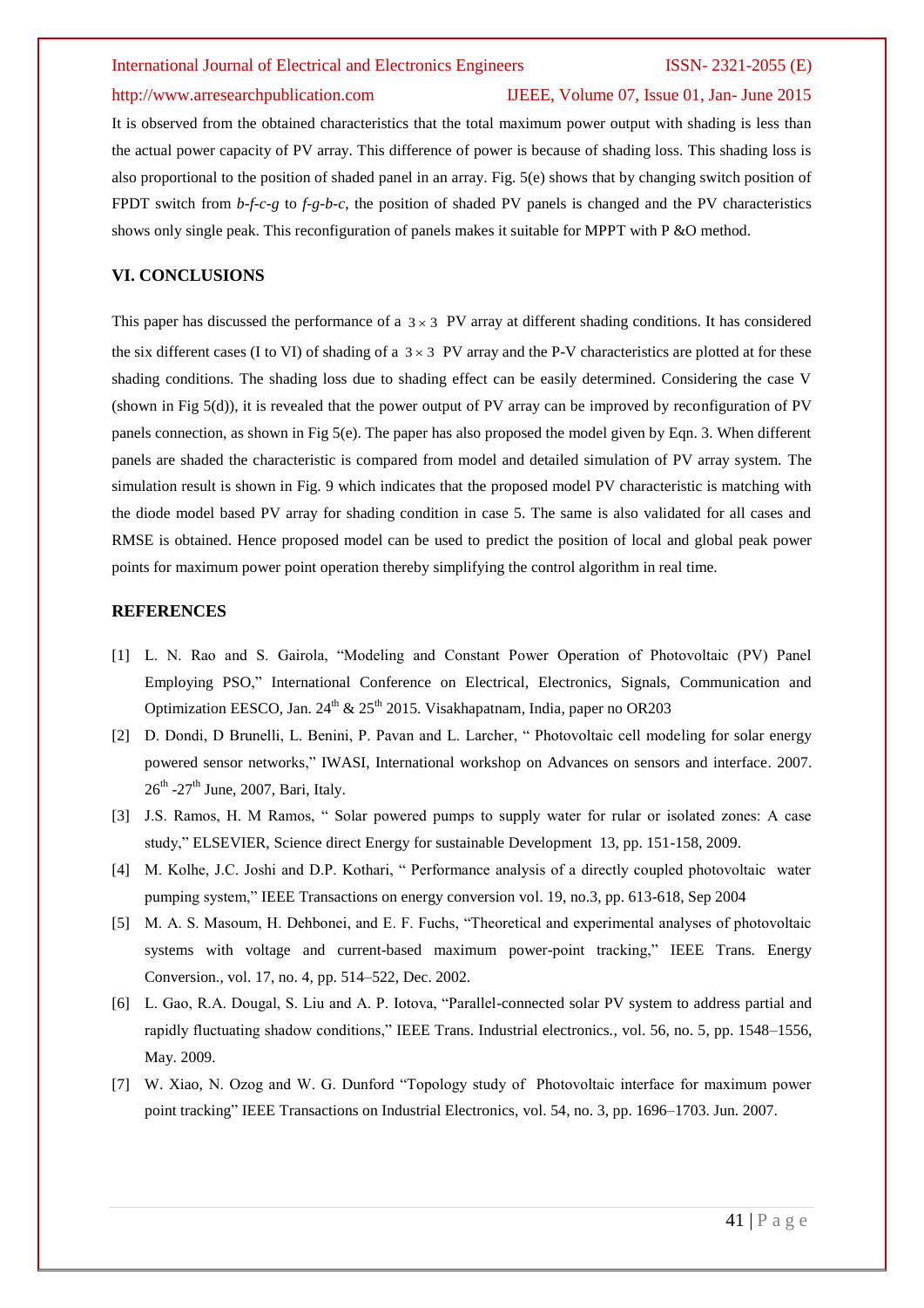It is observed from the obtained characteristics that the total maximum power output with shading is less than the actual power capacity of PV array. This difference of power is because of shading loss. This shading loss is also proportional to the position of shaded panel in an array. Fig. 5(e) shows that by changing switch position of FPDT switch from *b-f-c-g* to *f-g-b-c*, the position of shaded PV panels is changed and the PV characteristics shows only single peak. This reconfiguration of panels makes it suitable for MPPT with P &O method.

## VI. CONCLUSIONS

This paper has discussed the performance of a $3 \times 3$ PV array at different shading conditions. It has considered the six different cases (I to VI) of shading of a $3 \times 3$ PV array and the P-V characteristics are plotted at for these shading conditions. The shading loss due to shading effect can be easily determined. Considering the case V (shown in Fig 5(d)), it is revealed that the power output of PV array can be improved by reconfiguration of PV panels connection, as shown in Fig 5(e). The paper has also proposed the model given by Eqn. 3. When different panels are shaded the characteristic is compared from model and detailed simulation of PV array system. The simulation result is shown in Fig. 9 which indicates that the proposed model PV characteristic is matching with the diode model based PV array for shading condition in case 5. The same is also validated for all cases and RMSE is obtained. Hence proposed model can be used to predict the position of local and global peak power points for maximum power point operation thereby simplifying the control algorithm in real time.

## REFERENCES

[1] L. N. Rao and S. Gairola, "Modeling and Constant Power Operation of Photovoltaic (PV) Panel Employing PSO," International Conference on Electrical, Electronics, Signals, Communication and Optimization EESCO, Jan. 24th & 25th 2015. Visakhapatnam, India, paper no OR203

[2] D. Dondi, D Brunelli, L. Benini, P. Pavan and L. Larcher, " Photovoltaic cell modeling for solar energy powered sensor networks," IWASI, International workshop on Advances on sensors and interface. 2007. 26th -27th June, 2007, Bari, Italy.

[3] J.S. Ramos, H. M Ramos, " Solar powered pumps to supply water for rular or isolated zones: A case study," ELSEVIER, Science direct Energy for sustainable Development 13, pp. 151-158, 2009.

[4] M. Kolhe, J.C. Joshi and D.P. Kothari, " Performance analysis of a directly coupled photovoltaic water pumping system," IEEE Transactions on energy conversion vol. 19, no.3, pp. 613-618, Sep 2004

[5] M. A. S. Masoum, H. Dehbonei, and E. F. Fuchs, "Theoretical and experimental analyses of photovoltaic systems with voltage and current-based maximum power-point tracking," IEEE Trans. Energy Conversion., vol. 17, no. 4, pp. 514–522, Dec. 2002.

[6] L. Gao, R.A. Dougal, S. Liu and A. P. Iotova, "Parallel-connected solar PV system to address partial and rapidly fluctuating shadow conditions," IEEE Trans. Industrial electronics., vol. 56, no. 5, pp. 1548–1556, May. 2009.

[7] W. Xiao, N. Ozog and W. G. Dunford "Topology study of Photovoltaic interface for maximum power point tracking" IEEE Transactions on Industrial Electronics, vol. 54, no. 3, pp. 1696–1703. Jun. 2007.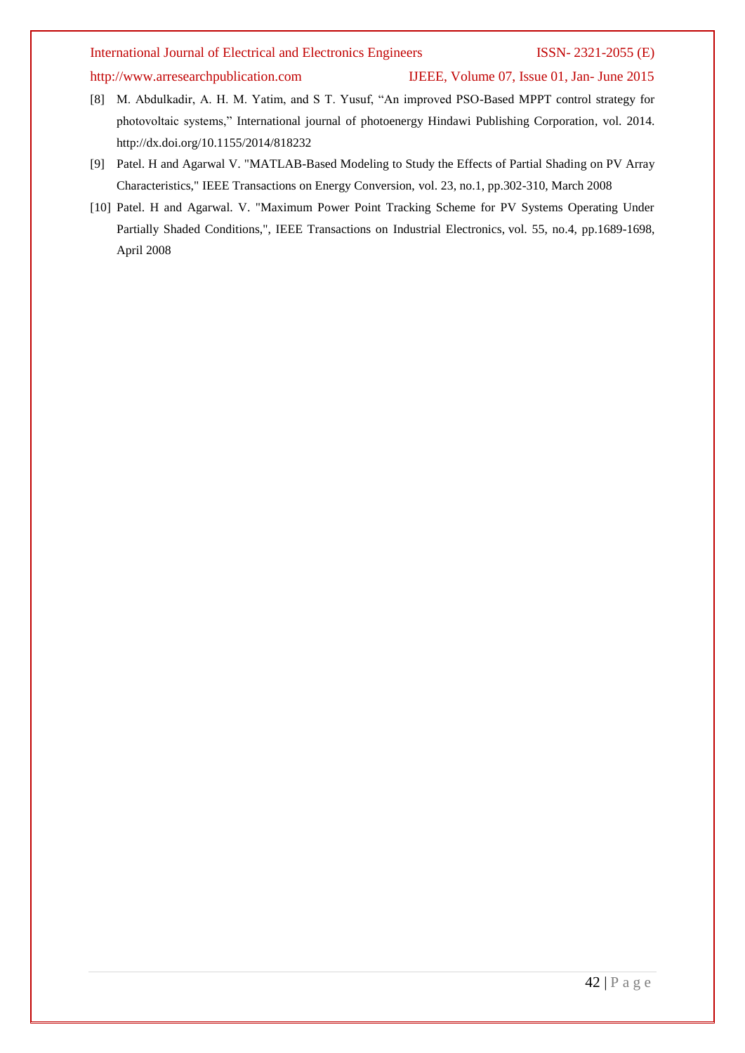[8] M. Abdulkadir, A. H. M. Yatim, and S T. Yusuf, “An improved PSO-Based MPPT control strategy for photovoltaic systems,” International journal of photoenergy Hindawi Publishing Corporation, vol. 2014. http://dx.doi.org/10.1155/2014/818232

[9] Patel. H and Agarwal V. "MATLAB-Based Modeling to Study the Effects of Partial Shading on PV Array Characteristics," IEEE Transactions on Energy Conversion, vol. 23, no.1, pp.302-310, March 2008

[10] Patel. H and Agarwal. V. "Maximum Power Point Tracking Scheme for PV Systems Operating Under Partially Shaded Conditions,", IEEE Transactions on Industrial Electronics, vol. 55, no.4, pp.1689-1698, April 2008